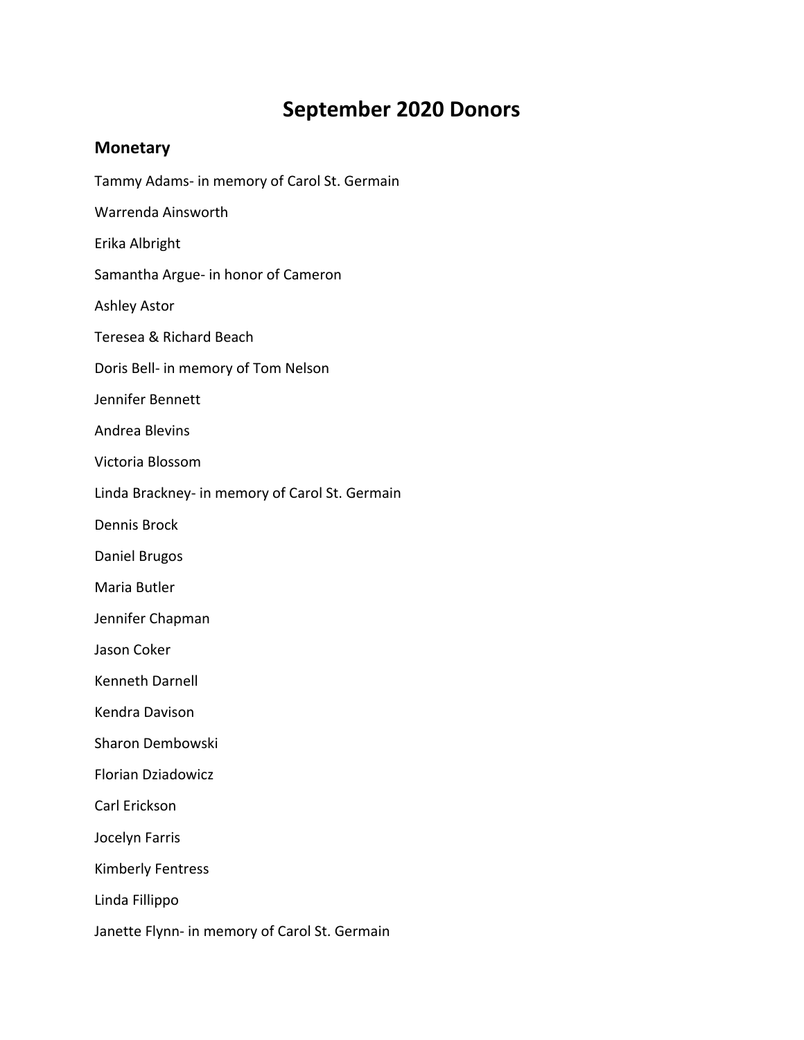# September 2020 Donors

## Monetary

Tammy Adams- in memory of Carol St. Germain

Warrenda Ainsworth

Erika Albright

Samantha Argue- in honor of Cameron

Ashley Astor

Teresea & Richard Beach

Doris Bell- in memory of Tom Nelson

Jennifer Bennett

Andrea Blevins

Victoria Blossom

Linda Brackney- in memory of Carol St. Germain

Dennis Brock

Daniel Brugos

Maria Butler

Jennifer Chapman

Jason Coker

Kenneth Darnell

Kendra Davison

Sharon Dembowski

Florian Dziadowicz

Carl Erickson

Jocelyn Farris

Kimberly Fentress

Linda Fillippo

Janette Flynn- in memory of Carol St. Germain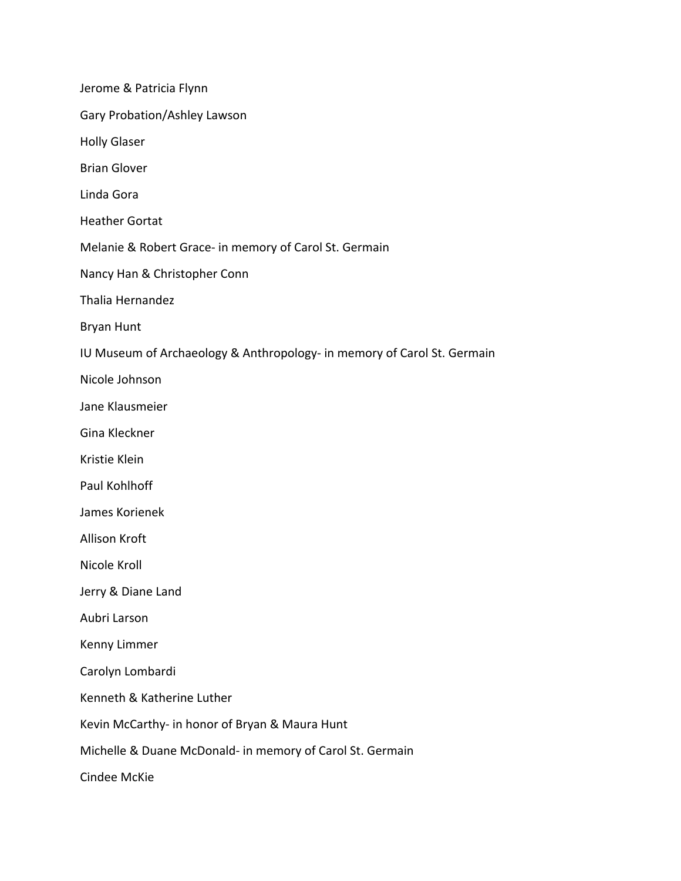Jerome & Patricia Flynn

Gary Probation/Ashley Lawson

Holly Glaser

Brian Glover

Linda Gora

Heather Gortat

Melanie & Robert Grace- in memory of Carol St. Germain

Nancy Han & Christopher Conn

Thalia Hernandez

Bryan Hunt

IU Museum of Archaeology & Anthropology- in memory of Carol St. Germain

Nicole Johnson

Jane Klausmeier

Gina Kleckner

Kristie Klein

Paul Kohlhoff

James Korienek

Allison Kroft

Nicole Kroll

Jerry & Diane Land

Aubri Larson

Kenny Limmer

Carolyn Lombardi

Kenneth & Katherine Luther

Kevin McCarthy- in honor of Bryan & Maura Hunt

Michelle & Duane McDonald- in memory of Carol St. Germain

Cindee McKie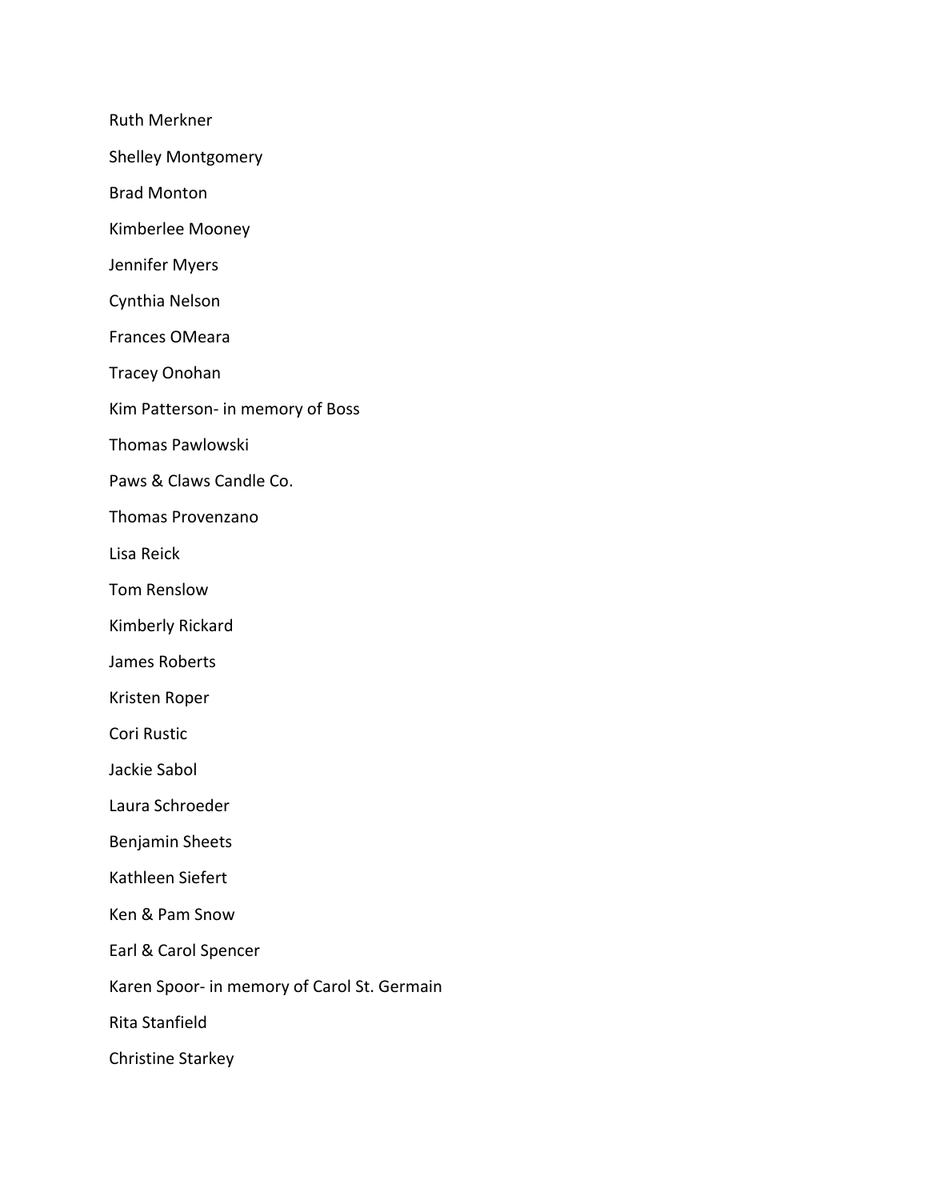Ruth Merkner

Shelley Montgomery

Brad Monton

Kimberlee Mooney

Jennifer Myers

Cynthia Nelson

Frances OMeara

Tracey Onohan

Kim Patterson- in memory of Boss

Thomas Pawlowski

Paws & Claws Candle Co.

Thomas Provenzano

Lisa Reick

Tom Renslow

Kimberly Rickard

James Roberts

Kristen Roper

Cori Rustic

Jackie Sabol

Laura Schroeder

Benjamin Sheets

Kathleen Siefert

Ken & Pam Snow

Earl & Carol Spencer

Karen Spoor- in memory of Carol St. Germain

Rita Stanfield

Christine Starkey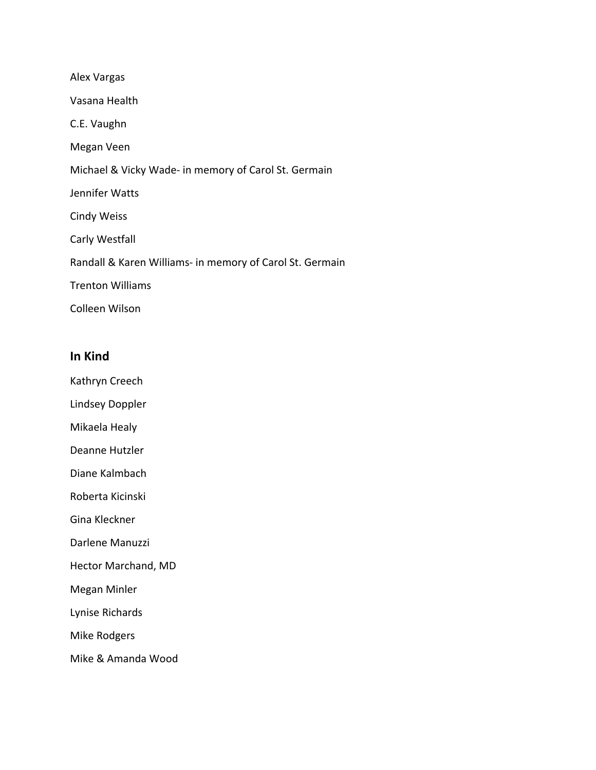Alex Vargas

Vasana Health

C.E. Vaughn

Megan Veen

Michael & Vicky Wade- in memory of Carol St. Germain

Jennifer Watts

Cindy Weiss

Carly Westfall

Randall & Karen Williams- in memory of Carol St. Germain

Trenton Williams

Colleen Wilson

## In Kind

Kathryn Creech

Lindsey Doppler

Mikaela Healy

Deanne Hutzler

Diane Kalmbach

Roberta Kicinski

Gina Kleckner

Darlene Manuzzi

Hector Marchand, MD

Megan Minler

Lynise Richards

Mike Rodgers

Mike & Amanda Wood